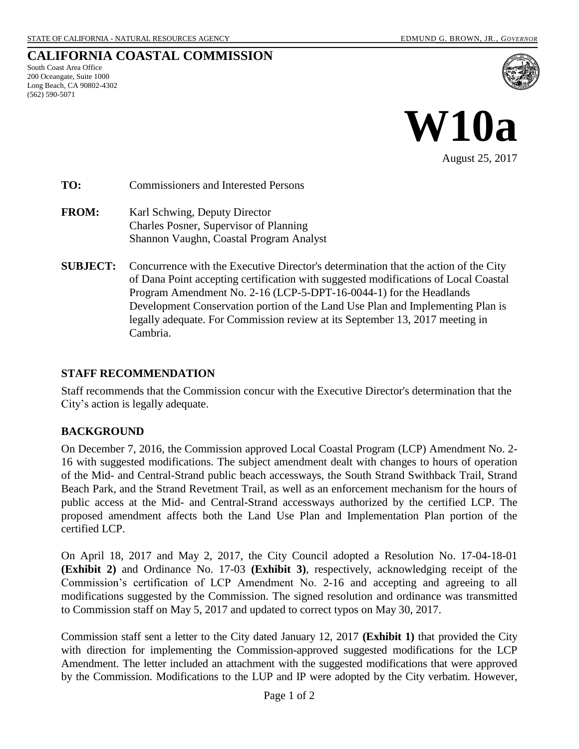STATE OF CALIFORNIA - NATURAL RESOURCES AGENCY EDMUND G. BROWN, JR., *GOVERNOR*

# CALIFORNIA COASTAL COMMISSION

South Coast Area Office
200 Oceangate, Suite 1000
Long Beach, CA 90802-4302
(562) 590-5071

# W10a

August 25, 2017

**TO:** Commissioners and Interested Persons

**FROM:** Karl Schwing, Deputy Director
Charles Posner, Supervisor of Planning
Shannon Vaughn, Coastal Program Analyst

**SUBJECT:** Concurrence with the Executive Director's determination that the action of the City of Dana Point accepting certification with suggested modifications of Local Coastal Program Amendment No. 2-16 (LCP-5-DPT-16-0044-1) for the Headlands Development Conservation portion of the Land Use Plan and Implementing Plan is legally adequate. For Commission review at its September 13, 2017 meeting in Cambria.

## STAFF RECOMMENDATION

Staff recommends that the Commission concur with the Executive Director's determination that the City's action is legally adequate.

## BACKGROUND

On December 7, 2016, the Commission approved Local Coastal Program (LCP) Amendment No. 2-16 with suggested modifications. The subject amendment dealt with changes to hours of operation of the Mid- and Central-Strand public beach accessways, the South Strand Swithback Trail, Strand Beach Park, and the Strand Revetment Trail, as well as an enforcement mechanism for the hours of public access at the Mid- and Central-Strand accessways authorized by the certified LCP. The proposed amendment affects both the Land Use Plan and Implementation Plan portion of the certified LCP.

On April 18, 2017 and May 2, 2017, the City Council adopted a Resolution No. 17-04-18-01 **(Exhibit 2)** and Ordinance No. 17-03 **(Exhibit 3)**, respectively, acknowledging receipt of the Commission's certification of LCP Amendment No. 2-16 and accepting and agreeing to all modifications suggested by the Commission. The signed resolution and ordinance was transmitted to Commission staff on May 5, 2017 and updated to correct typos on May 30, 2017.

Commission staff sent a letter to the City dated January 12, 2017 **(Exhibit 1)** that provided the City with direction for implementing the Commission-approved suggested modifications for the LCP Amendment. The letter included an attachment with the suggested modifications that were approved by the Commission. Modifications to the LUP and IP were adopted by the City verbatim. However,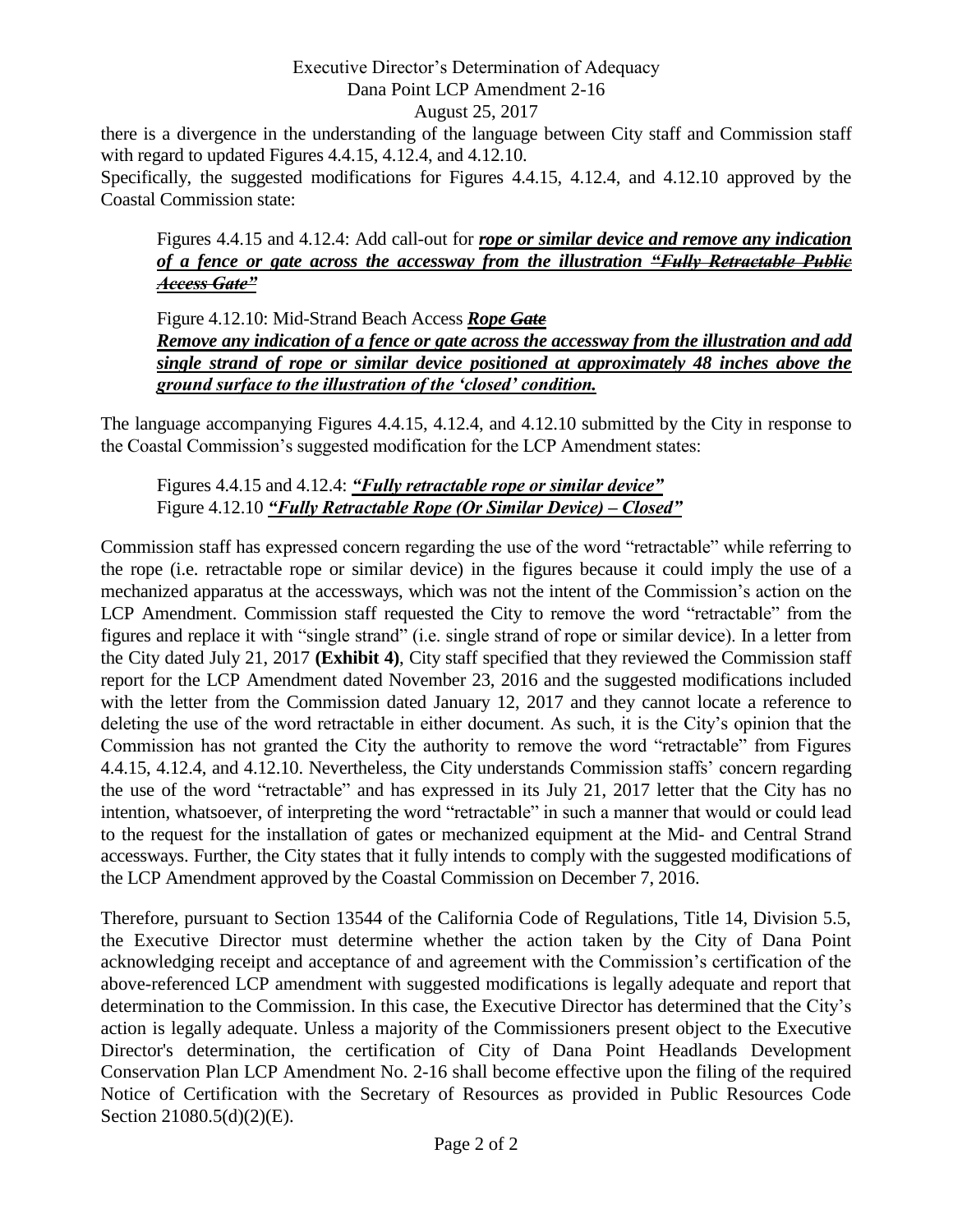there is a divergence in the understanding of the language between City staff and Commission staff with regard to updated Figures 4.4.15, 4.12.4, and 4.12.10.

Specifically, the suggested modifications for Figures 4.4.15, 4.12.4, and 4.12.10 approved by the Coastal Commission state:

> Figures 4.4.15 and 4.12.4: Add call-out for ***<u>rope or similar device and remove any indication of a fence or gate across the accessway from the illustration</u>*** ***~~"Fully Retractable Public Access Gate"~~***
>
> Figure 4.12.10: Mid-Strand Beach Access ***<u>Rope</u>*** ***~~Gate~~***
> ***<u>Remove any indication of a fence or gate across the accessway from the illustration and add single strand of rope or similar device positioned at approximately 48 inches above the ground surface to the illustration of the 'closed' condition.</u>***

The language accompanying Figures 4.4.15, 4.12.4, and 4.12.10 submitted by the City in response to the Coastal Commission's suggested modification for the LCP Amendment states:

> Figures 4.4.15 and 4.12.4: ***<u>"Fully retractable rope or similar device"</u>***
> Figure 4.12.10 ***<u>"Fully Retractable Rope (Or Similar Device) – Closed"</u>***

Commission staff has expressed concern regarding the use of the word "retractable" while referring to the rope (i.e. retractable rope or similar device) in the figures because it could imply the use of a mechanized apparatus at the accessways, which was not the intent of the Commission's action on the LCP Amendment. Commission staff requested the City to remove the word "retractable" from the figures and replace it with "single strand" (i.e. single strand of rope or similar device). In a letter from the City dated July 21, 2017 **(Exhibit 4)**, City staff specified that they reviewed the Commission staff report for the LCP Amendment dated November 23, 2016 and the suggested modifications included with the letter from the Commission dated January 12, 2017 and they cannot locate a reference to deleting the use of the word retractable in either document. As such, it is the City's opinion that the Commission has not granted the City the authority to remove the word "retractable" from Figures 4.4.15, 4.12.4, and 4.12.10. Nevertheless, the City understands Commission staffs' concern regarding the use of the word "retractable" and has expressed in its July 21, 2017 letter that the City has no intention, whatsoever, of interpreting the word "retractable" in such a manner that would or could lead to the request for the installation of gates or mechanized equipment at the Mid- and Central Strand accessways. Further, the City states that it fully intends to comply with the suggested modifications of the LCP Amendment approved by the Coastal Commission on December 7, 2016.

Therefore, pursuant to Section 13544 of the California Code of Regulations, Title 14, Division 5.5, the Executive Director must determine whether the action taken by the City of Dana Point acknowledging receipt and acceptance of and agreement with the Commission's certification of the above-referenced LCP amendment with suggested modifications is legally adequate and report that determination to the Commission. In this case, the Executive Director has determined that the City's action is legally adequate. Unless a majority of the Commissioners present object to the Executive Director's determination, the certification of City of Dana Point Headlands Development Conservation Plan LCP Amendment No. 2-16 shall become effective upon the filing of the required Notice of Certification with the Secretary of Resources as provided in Public Resources Code Section 21080.5(d)(2)(E).